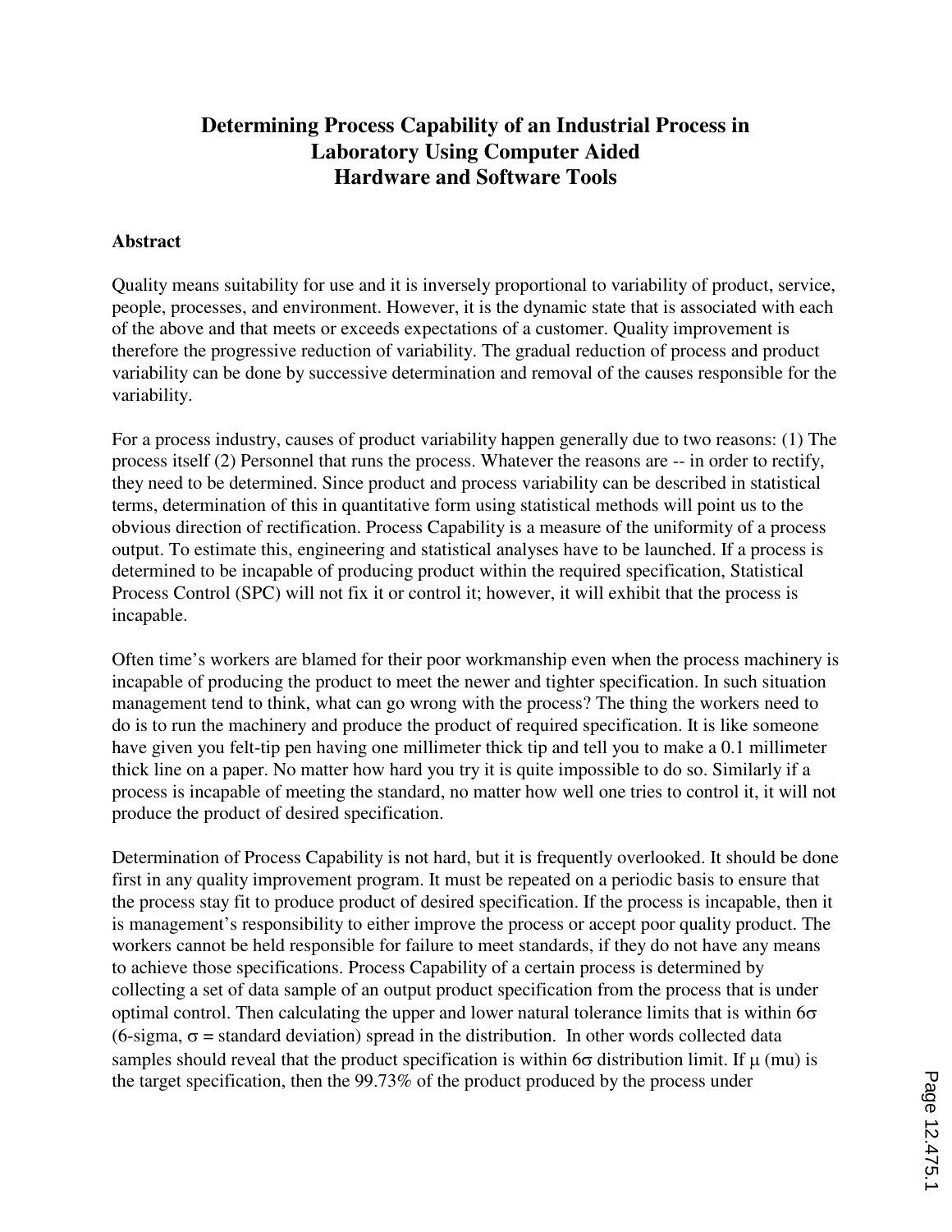# Determining Process Capability of an Industrial Process in Laboratory Using Computer Aided Hardware and Software Tools

## Abstract

Quality means suitability for use and it is inversely proportional to variability of product, service, people, processes, and environment. However, it is the dynamic state that is associated with each of the above and that meets or exceeds expectations of a customer. Quality improvement is therefore the progressive reduction of variability. The gradual reduction of process and product variability can be done by successive determination and removal of the causes responsible for the variability.

For a process industry, causes of product variability happen generally due to two reasons: (1) The process itself (2) Personnel that runs the process. Whatever the reasons are -- in order to rectify, they need to be determined. Since product and process variability can be described in statistical terms, determination of this in quantitative form using statistical methods will point us to the obvious direction of rectification. Process Capability is a measure of the uniformity of a process output. To estimate this, engineering and statistical analyses have to be launched. If a process is determined to be incapable of producing product within the required specification, Statistical Process Control (SPC) will not fix it or control it; however, it will exhibit that the process is incapable.

Often time's workers are blamed for their poor workmanship even when the process machinery is incapable of producing the product to meet the newer and tighter specification. In such situation management tend to think, what can go wrong with the process? The thing the workers need to do is to run the machinery and produce the product of required specification. It is like someone have given you felt-tip pen having one millimeter thick tip and tell you to make a 0.1 millimeter thick line on a paper. No matter how hard you try it is quite impossible to do so. Similarly if a process is incapable of meeting the standard, no matter how well one tries to control it, it will not produce the product of desired specification.

Determination of Process Capability is not hard, but it is frequently overlooked. It should be done first in any quality improvement program. It must be repeated on a periodic basis to ensure that the process stay fit to produce product of desired specification. If the process is incapable, then it is management's responsibility to either improve the process or accept poor quality product. The workers cannot be held responsible for failure to meet standards, if they do not have any means to achieve those specifications. Process Capability of a certain process is determined by collecting a set of data sample of an output product specification from the process that is under optimal control. Then calculating the upper and lower natural tolerance limits that is within $6\sigma$ (6-sigma, $\sigma$ = standard deviation) spread in the distribution. In other words collected data samples should reveal that the product specification is within $6\sigma$ distribution limit. If $\mu$ (mu) is the target specification, then the 99.73% of the product produced by the process under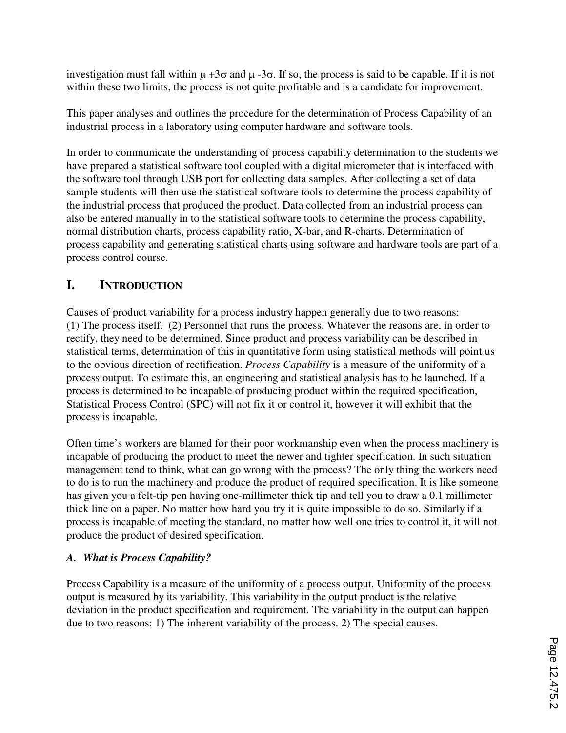investigation must fall within $\mu + 3\sigma$ and $\mu - 3\sigma$. If so, the process is said to be capable. If it is not within these two limits, the process is not quite profitable and is a candidate for improvement.

This paper analyses and outlines the procedure for the determination of Process Capability of an industrial process in a laboratory using computer hardware and software tools.

In order to communicate the understanding of process capability determination to the students we have prepared a statistical software tool coupled with a digital micrometer that is interfaced with the software tool through USB port for collecting data samples. After collecting a set of data sample students will then use the statistical software tools to determine the process capability of the industrial process that produced the product. Data collected from an industrial process can also be entered manually in to the statistical software tools to determine the process capability, normal distribution charts, process capability ratio, X-bar, and R-charts. Determination of process capability and generating statistical charts using software and hardware tools are part of a process control course.

# I. INTRODUCTION

Causes of product variability for a process industry happen generally due to two reasons: (1) The process itself. (2) Personnel that runs the process. Whatever the reasons are, in order to rectify, they need to be determined. Since product and process variability can be described in statistical terms, determination of this in quantitative form using statistical methods will point us to the obvious direction of rectification. *Process Capability* is a measure of the uniformity of a process output. To estimate this, an engineering and statistical analysis has to be launched. If a process is determined to be incapable of producing product within the required specification, Statistical Process Control (SPC) will not fix it or control it, however it will exhibit that the process is incapable.

Often time's workers are blamed for their poor workmanship even when the process machinery is incapable of producing the product to meet the newer and tighter specification. In such situation management tend to think, what can go wrong with the process? The only thing the workers need to do is to run the machinery and produce the product of required specification. It is like someone has given you a felt-tip pen having one-millimeter thick tip and tell you to draw a 0.1 millimeter thick line on a paper. No matter how hard you try it is quite impossible to do so. Similarly if a process is incapable of meeting the standard, no matter how well one tries to control it, it will not produce the product of desired specification.

## *A. What is Process Capability?*

Process Capability is a measure of the uniformity of a process output. Uniformity of the process output is measured by its variability. This variability in the output product is the relative deviation in the product specification and requirement. The variability in the output can happen due to two reasons: 1) The inherent variability of the process. 2) The special causes.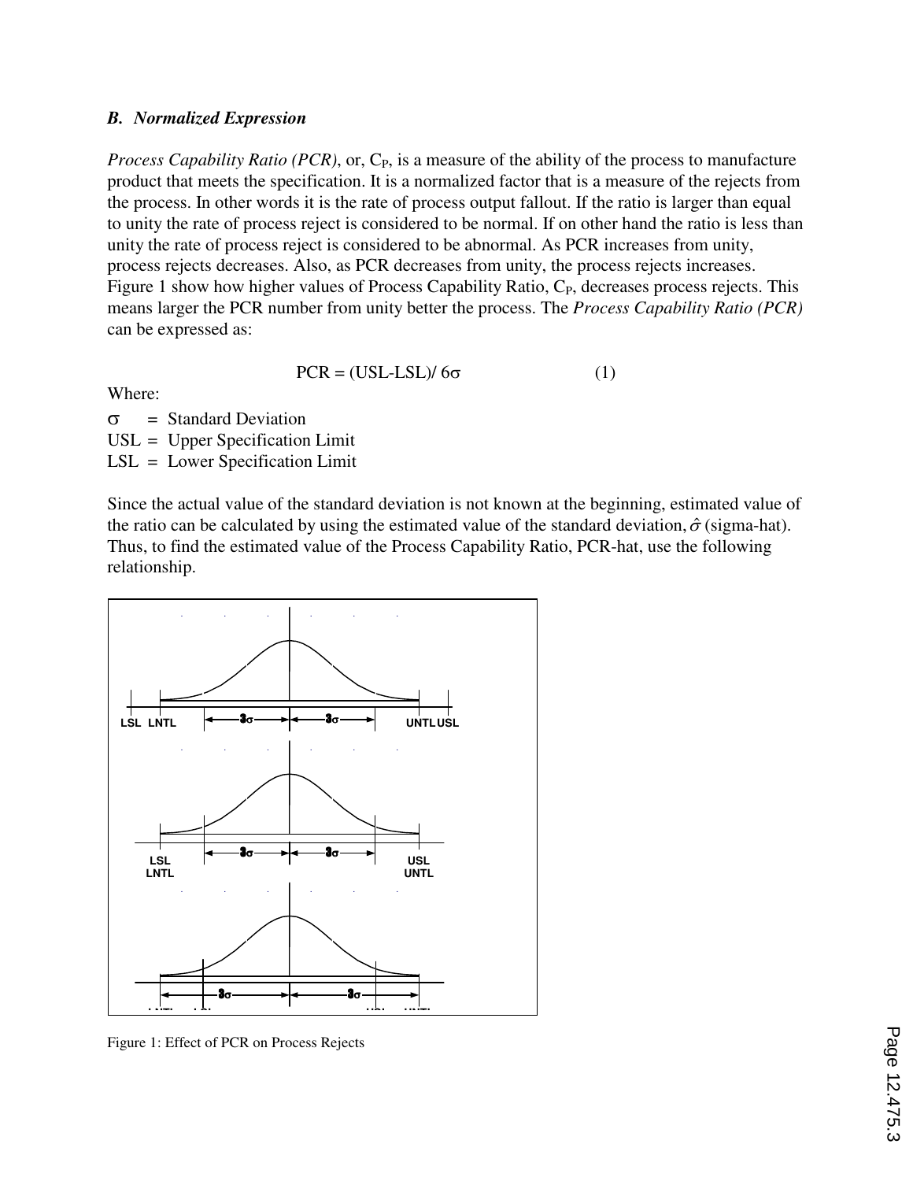### *B. Normalized Expression*

*Process Capability Ratio (PCR)*, or, $C_P$, is a measure of the ability of the process to manufacture product that meets the specification. It is a normalized factor that is a measure of the rejects from the process. In other words it is the rate of process output fallout. If the ratio is larger than equal to unity the rate of process reject is considered to be normal. If on other hand the ratio is less than unity the rate of process reject is considered to be abnormal. As PCR increases from unity, process rejects decreases. Also, as PCR decreases from unity, the process rejects increases. Figure 1 show how higher values of Process Capability Ratio, $C_P$, decreases process rejects. This means larger the PCR number from unity better the process. The *Process Capability Ratio (PCR)* can be expressed as:

$$\text{PCR} = (\text{USL}-\text{LSL})/\,6\sigma \qquad (1)$$

Where:

$\sigma$ = Standard Deviation
USL = Upper Specification Limit
LSL = Lower Specification Limit

Since the actual value of the standard deviation is not known at the beginning, estimated value of the ratio can be calculated by using the estimated value of the standard deviation, $\hat{\sigma}$ (sigma-hat). Thus, to find the estimated value of the Process Capability Ratio, PCR-hat, use the following relationship.

Figure 1: Effect of PCR on Process Rejects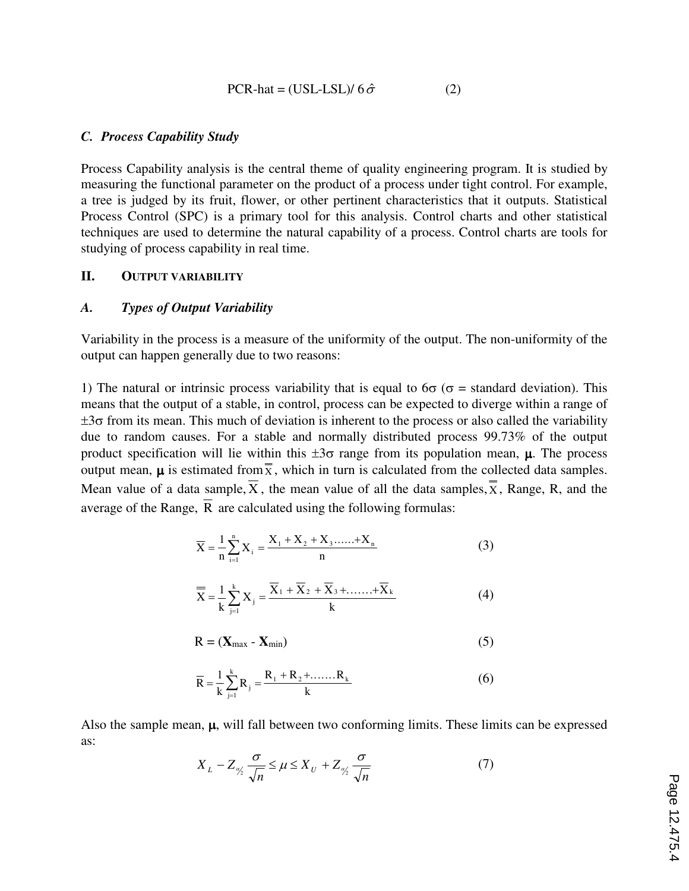$$\text{PCR-hat} = (\text{USL-LSL}) / 6\hat{\sigma} \tag{2}$$

### *C. Process Capability Study*

Process Capability analysis is the central theme of quality engineering program. It is studied by measuring the functional parameter on the product of a process under tight control. For example, a tree is judged by its fruit, flower, or other pertinent characteristics that it outputs. Statistical Process Control (SPC) is a primary tool for this analysis. Control charts and other statistical techniques are used to determine the natural capability of a process. Control charts are tools for studying of process capability in real time.

## II. OUTPUT VARIABILITY

### *A. Types of Output Variability*

Variability in the process is a measure of the uniformity of the output. The non-uniformity of the output can happen generally due to two reasons:

1) The natural or intrinsic process variability that is equal to $6\sigma$ ($\sigma$ = standard deviation). This means that the output of a stable, in control, process can be expected to diverge within a range of $\pm 3\sigma$ from its mean. This much of deviation is inherent to the process or also called the variability due to random causes. For a stable and normally distributed process 99.73% of the output product specification will lie within this $\pm 3\sigma$ range from its population mean, $\mu$. The process output mean, $\mu$ is estimated from $\overline{\overline{X}}$, which in turn is calculated from the collected data samples. Mean value of a data sample, $\overline{X}$, the mean value of all the data samples, $\overline{\overline{X}}$, Range, R, and the average of the Range, $\overline{R}$ are calculated using the following formulas:

$$\overline{X} = \frac{1}{n}\sum_{i=1}^{n} X_i = \frac{X_1 + X_2 + X_3 \ldots\ldots + X_n}{n} \tag{3}$$

$$\overline{\overline{X}} = \frac{1}{k}\sum_{j=1}^{k} X_j = \frac{\overline{X}_1 + \overline{X}_2 + \overline{X}_3 + \ldots\ldots + \overline{X}_k}{k} \tag{4}$$

$$R = (\mathbf{X}_{max} - \mathbf{X}_{min}) \tag{5}$$

$$\overline{R} = \frac{1}{k}\sum_{j=1}^{k} R_j = \frac{R_1 + R_2 + \ldots\ldots R_k}{k} \tag{6}$$

Also the sample mean, $\mu$, will fall between two conforming limits. These limits can be expressed as:

$$X_L - Z_{\alpha/2}\frac{\sigma}{\sqrt{n}} \le \mu \le X_U + Z_{\alpha/2}\frac{\sigma}{\sqrt{n}} \tag{7}$$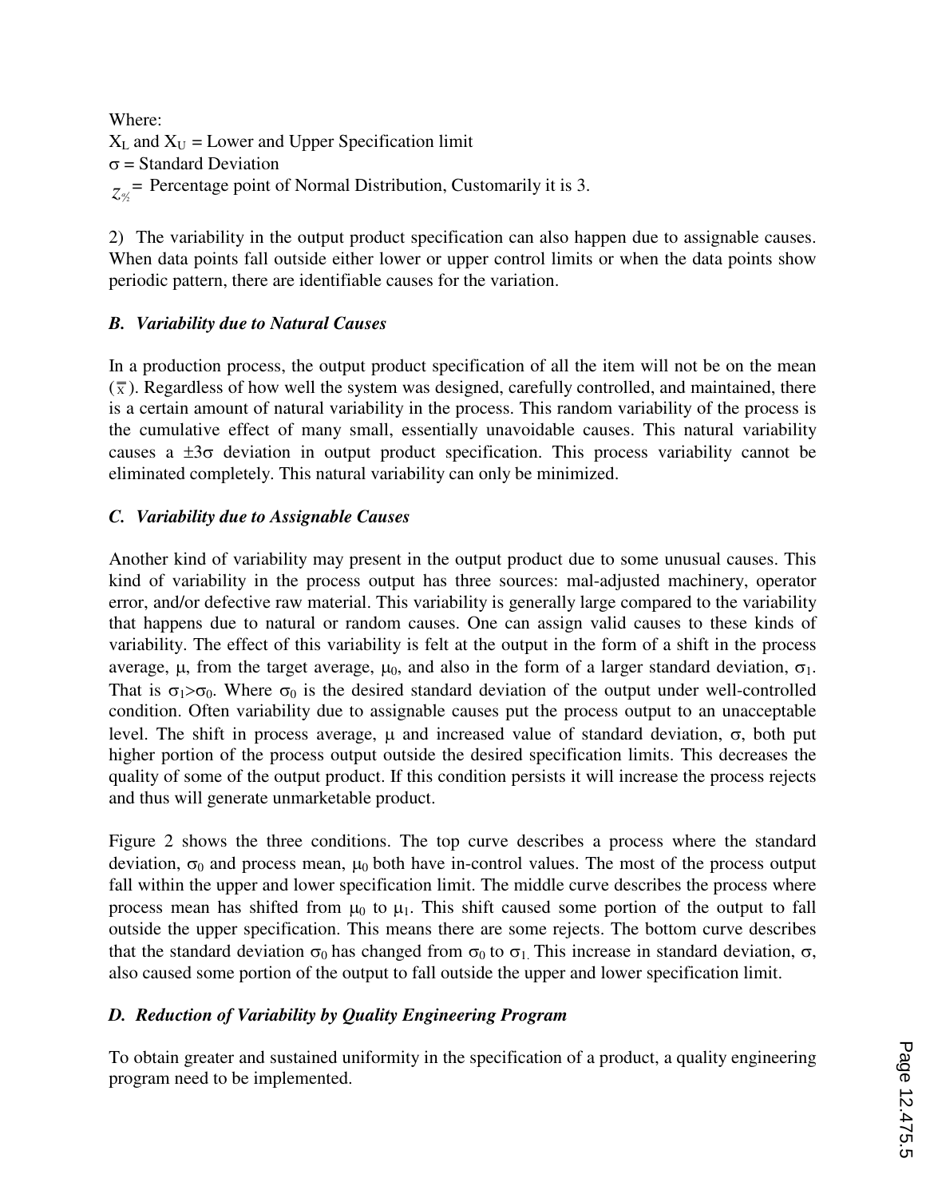Where:
$X_L$ and $X_U$ = Lower and Upper Specification limit
$\sigma$ = Standard Deviation
$z_{\alpha/2}$ = Percentage point of Normal Distribution, Customarily it is 3.

2) The variability in the output product specification can also happen due to assignable causes. When data points fall outside either lower or upper control limits or when the data points show periodic pattern, there are identifiable causes for the variation.

### *B. Variability due to Natural Causes*

In a production process, the output product specification of all the item will not be on the mean ($\overline{x}$). Regardless of how well the system was designed, carefully controlled, and maintained, there is a certain amount of natural variability in the process. This random variability of the process is the cumulative effect of many small, essentially unavoidable causes. This natural variability causes a $\pm 3\sigma$ deviation in output product specification. This process variability cannot be eliminated completely. This natural variability can only be minimized.

### *C. Variability due to Assignable Causes*

Another kind of variability may present in the output product due to some unusual causes. This kind of variability in the process output has three sources: mal-adjusted machinery, operator error, and/or defective raw material. This variability is generally large compared to the variability that happens due to natural or random causes. One can assign valid causes to these kinds of variability. The effect of this variability is felt at the output in the form of a shift in the process average, $\mu$, from the target average, $\mu_0$, and also in the form of a larger standard deviation, $\sigma_1$. That is $\sigma_1 > \sigma_0$. Where $\sigma_0$ is the desired standard deviation of the output under well-controlled condition. Often variability due to assignable causes put the process output to an unacceptable level. The shift in process average, $\mu$ and increased value of standard deviation, $\sigma$, both put higher portion of the process output outside the desired specification limits. This decreases the quality of some of the output product. If this condition persists it will increase the process rejects and thus will generate unmarketable product.

Figure 2 shows the three conditions. The top curve describes a process where the standard deviation, $\sigma_0$ and process mean, $\mu_0$ both have in-control values. The most of the process output fall within the upper and lower specification limit. The middle curve describes the process where process mean has shifted from $\mu_0$ to $\mu_1$. This shift caused some portion of the output to fall outside the upper specification. This means there are some rejects. The bottom curve describes that the standard deviation $\sigma_0$ has changed from $\sigma_0$ to $\sigma_1$. This increase in standard deviation, $\sigma$, also caused some portion of the output to fall outside the upper and lower specification limit.

### *D. Reduction of Variability by Quality Engineering Program*

To obtain greater and sustained uniformity in the specification of a product, a quality engineering program need to be implemented.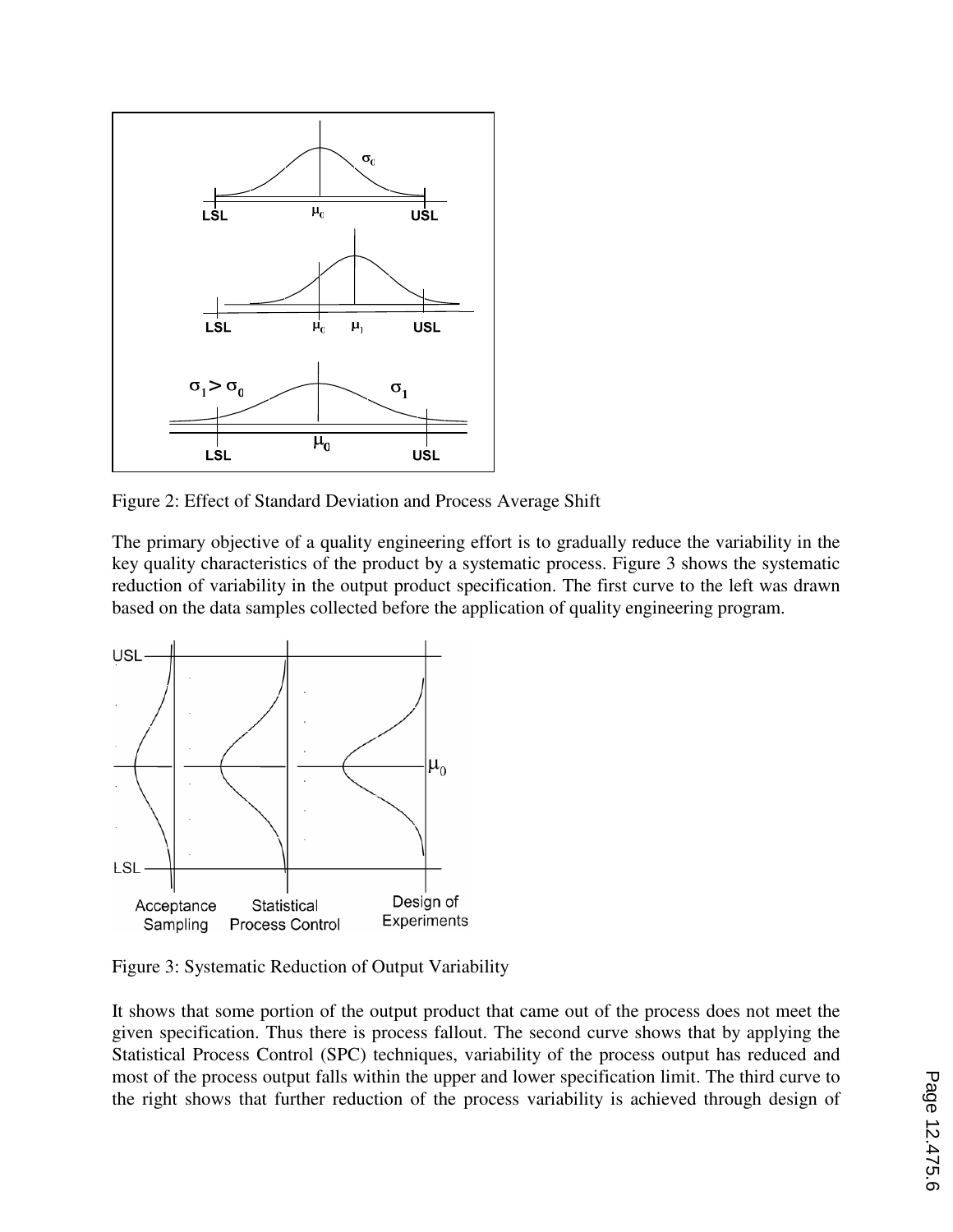Figure 2: Effect of Standard Deviation and Process Average Shift

The primary objective of a quality engineering effort is to gradually reduce the variability in the key quality characteristics of the product by a systematic process. Figure 3 shows the systematic reduction of variability in the output product specification. The first curve to the left was drawn based on the data samples collected before the application of quality engineering program.

Figure 3: Systematic Reduction of Output Variability

It shows that some portion of the output product that came out of the process does not meet the given specification. Thus there is process fallout. The second curve shows that by applying the Statistical Process Control (SPC) techniques, variability of the process output has reduced and most of the process output falls within the upper and lower specification limit. The third curve to the right shows that further reduction of the process variability is achieved through design of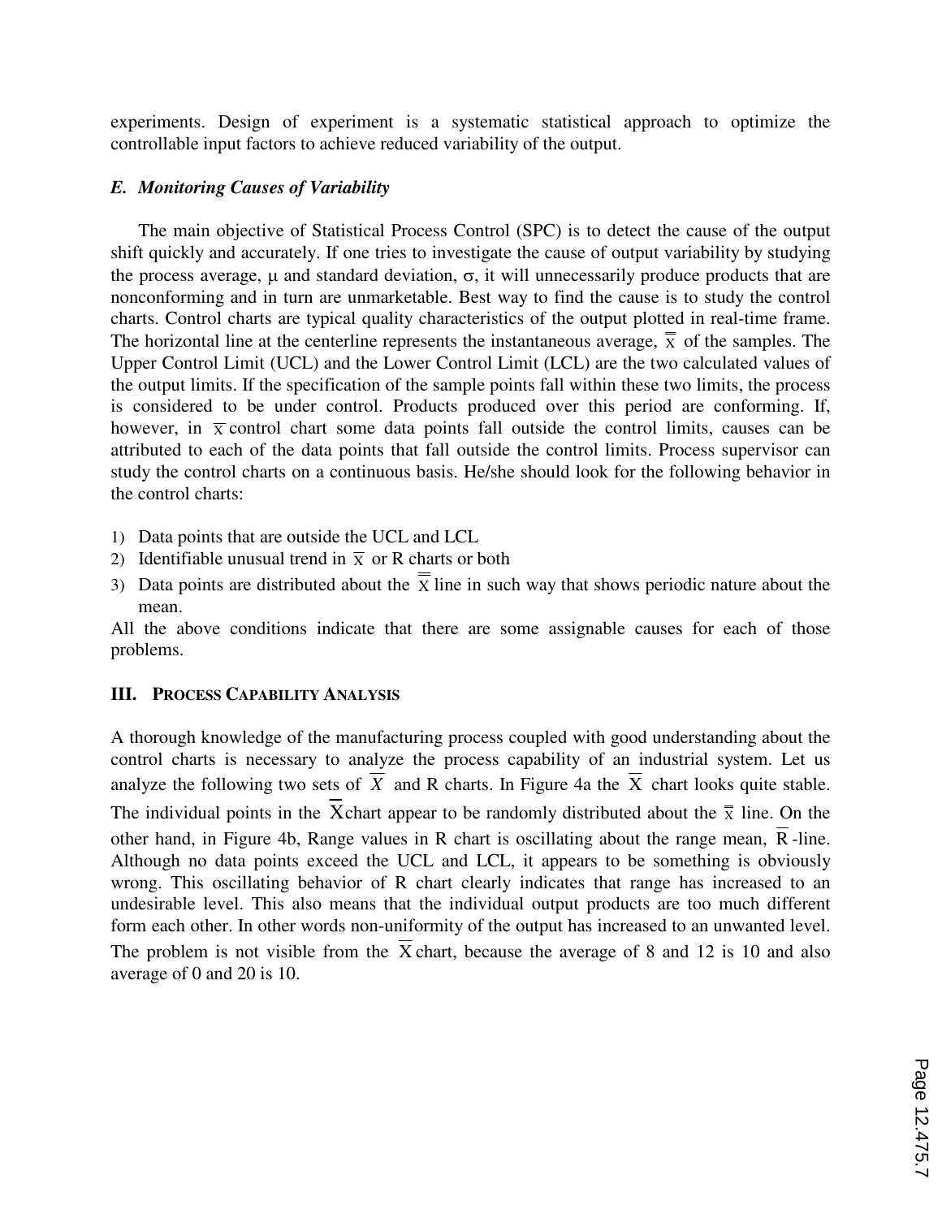experiments. Design of experiment is a systematic statistical approach to optimize the controllable input factors to achieve reduced variability of the output.

### *E. Monitoring Causes of Variability*

The main objective of Statistical Process Control (SPC) is to detect the cause of the output shift quickly and accurately. If one tries to investigate the cause of output variability by studying the process average, $\mu$ and standard deviation, $\sigma$, it will unnecessarily produce products that are nonconforming and in turn are unmarketable. Best way to find the cause is to study the control charts. Control charts are typical quality characteristics of the output plotted in real-time frame. The horizontal line at the centerline represents the instantaneous average, $\overline{\overline{x}}$ of the samples. The Upper Control Limit (UCL) and the Lower Control Limit (LCL) are the two calculated values of the output limits. If the specification of the sample points fall within these two limits, the process is considered to be under control. Products produced over this period are conforming. If, however, in $\overline{x}$ control chart some data points fall outside the control limits, causes can be attributed to each of the data points that fall outside the control limits. Process supervisor can study the control charts on a continuous basis. He/she should look for the following behavior in the control charts:

1) Data points that are outside the UCL and LCL
2) Identifiable unusual trend in $\overline{x}$ or R charts or both
3) Data points are distributed about the $\overline{\overline{x}}$ line in such way that shows periodic nature about the mean.

All the above conditions indicate that there are some assignable causes for each of those problems.

## III. Process Capability Analysis

A thorough knowledge of the manufacturing process coupled with good understanding about the control charts is necessary to analyze the process capability of an industrial system. Let us analyze the following two sets of $\overline{X}$ and R charts. In Figure 4a the $\overline{X}$ chart looks quite stable. The individual points in the $\overline{X}$chart appear to be randomly distributed about the $\overline{\overline{x}}$ line. On the other hand, in Figure 4b, Range values in R chart is oscillating about the range mean, $\overline{R}$-line. Although no data points exceed the UCL and LCL, it appears to be something is obviously wrong. This oscillating behavior of R chart clearly indicates that range has increased to an undesirable level. This also means that the individual output products are too much different form each other. In other words non-uniformity of the output has increased to an unwanted level. The problem is not visible from the $\overline{X}$ chart, because the average of 8 and 12 is 10 and also average of 0 and 20 is 10.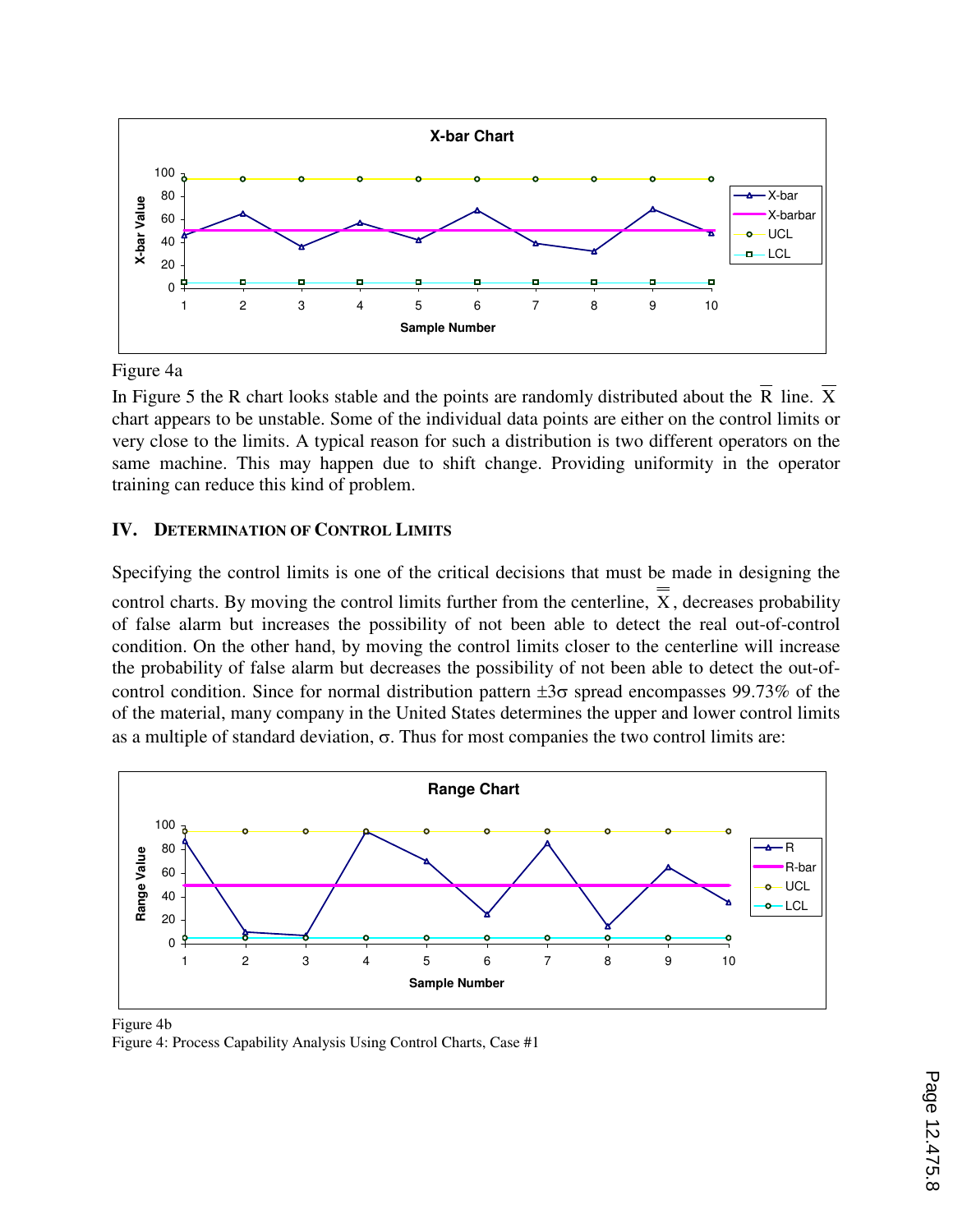Figure 4a

In Figure 5 the R chart looks stable and the points are randomly distributed about the $\overline{R}$ line. $\overline{X}$ chart appears to be unstable. Some of the individual data points are either on the control limits or very close to the limits. A typical reason for such a distribution is two different operators on the same machine. This may happen due to shift change. Providing uniformity in the operator training can reduce this kind of problem.

## IV. Determination of Control Limits

Specifying the control limits is one of the critical decisions that must be made in designing the control charts. By moving the control limits further from the centerline, $\overline{\overline{X}}$, decreases probability of false alarm but increases the possibility of not been able to detect the real out-of-control condition. On the other hand, by moving the control limits closer to the centerline will increase the probability of false alarm but decreases the possibility of not been able to detect the out-of-control condition. Since for normal distribution pattern $\pm 3\sigma$ spread encompasses 99.73% of the of the material, many company in the United States determines the upper and lower control limits as a multiple of standard deviation, $\sigma$. Thus for most companies the two control limits are:

Figure 4b

Figure 4: Process Capability Analysis Using Control Charts, Case #1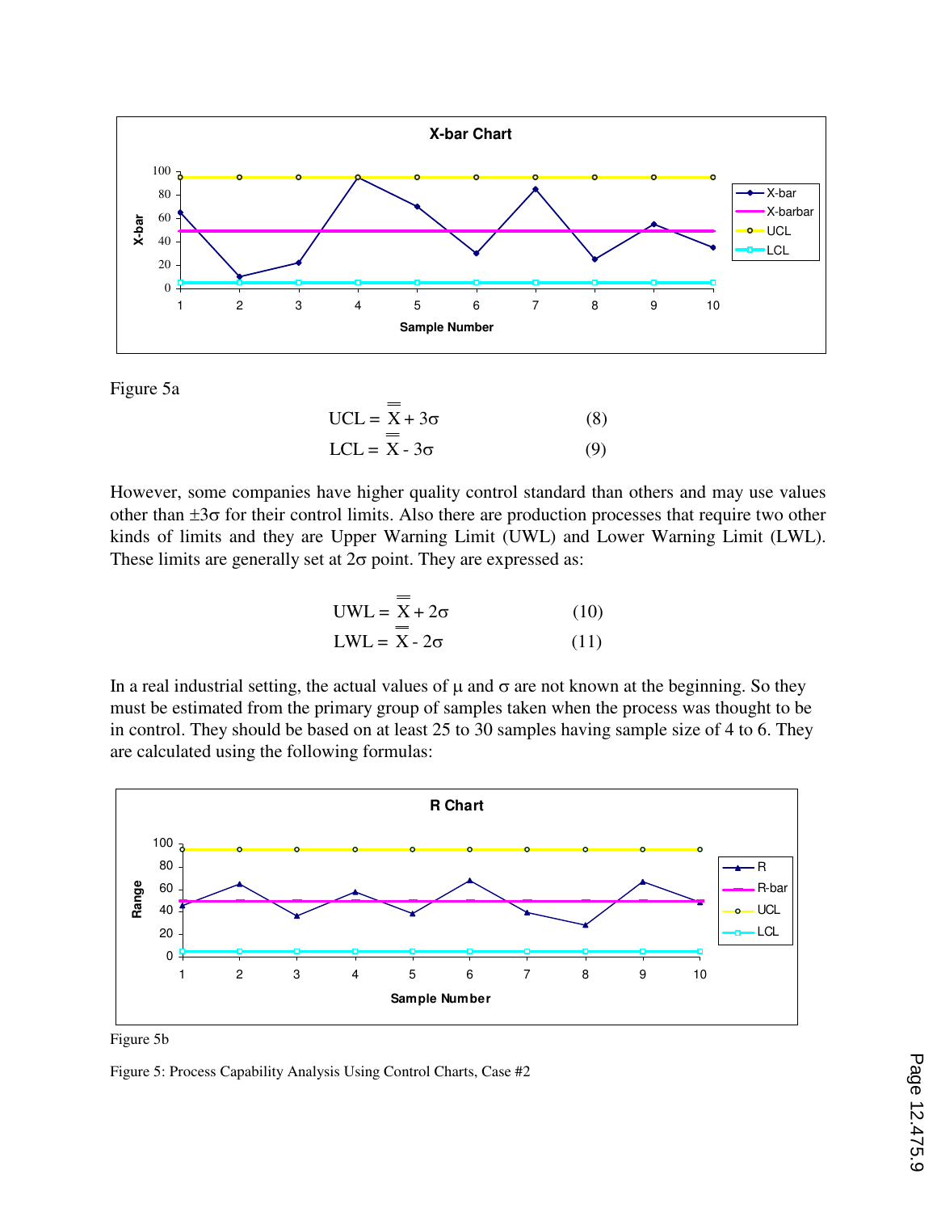Figure 5a

$$\text{UCL} = \overline{\overline{X}} + 3\sigma \qquad (8)$$

$$\text{LCL} = \overline{\overline{X}} - 3\sigma \qquad (9)$$

However, some companies have higher quality control standard than others and may use values other than $\pm 3\sigma$ for their control limits. Also there are production processes that require two other kinds of limits and they are Upper Warning Limit (UWL) and Lower Warning Limit (LWL). These limits are generally set at $2\sigma$ point. They are expressed as:

$$\text{UWL} = \overline{\overline{X}} + 2\sigma \qquad (10)$$

$$\text{LWL} = \overline{\overline{X}} - 2\sigma \qquad (11)$$

In a real industrial setting, the actual values of $\mu$ and $\sigma$ are not known at the beginning. So they must be estimated from the primary group of samples taken when the process was thought to be in control. They should be based on at least 25 to 30 samples having sample size of 4 to 6. They are calculated using the following formulas:

Figure 5b

Figure 5: Process Capability Analysis Using Control Charts, Case #2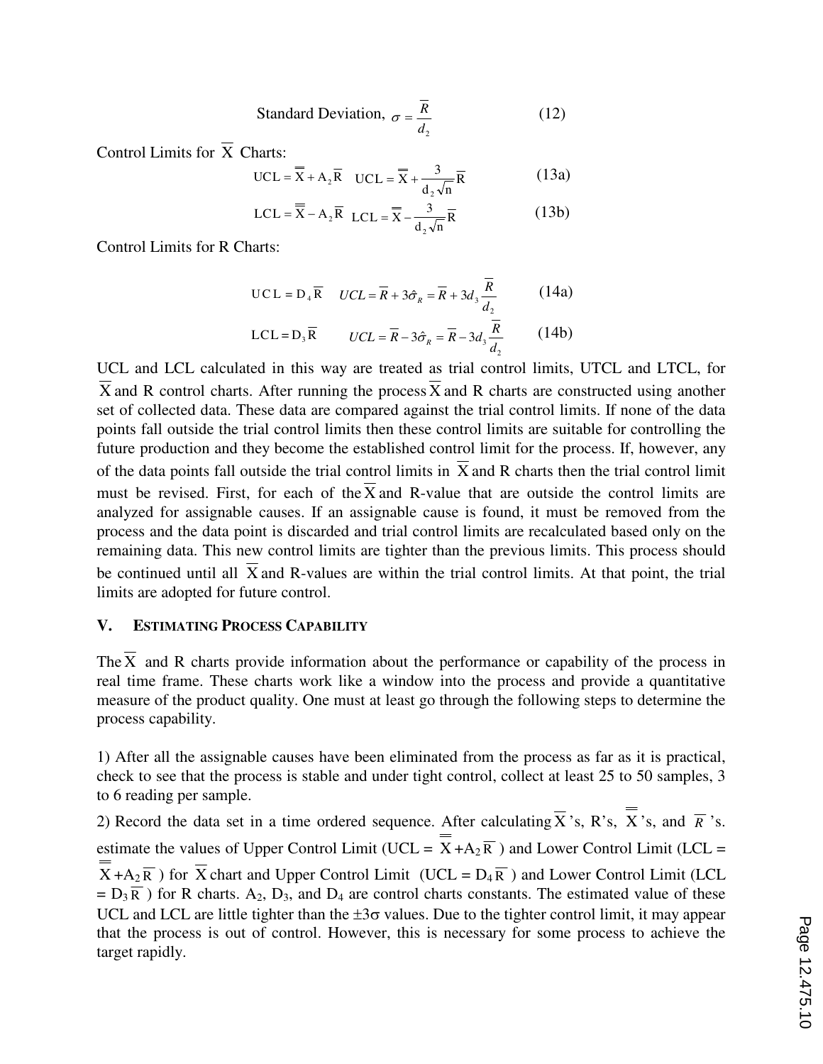$$\text{Standard Deviation, } \sigma = \frac{\overline{R}}{d_2} \tag{12}$$

Control Limits for $\overline{X}$ Charts:

$$\text{UCL} = \overline{\overline{X}} + A_2\overline{R} \quad \text{UCL} = \overline{\overline{X}} + \frac{3}{d_2\sqrt{n}}\overline{R} \tag{13a}$$

$$\text{LCL} = \overline{\overline{X}} - A_2\overline{R} \quad \text{LCL} = \overline{\overline{X}} - \frac{3}{d_2\sqrt{n}}\overline{R} \tag{13b}$$

Control Limits for R Charts:

$$\text{UCL} = D_4\overline{R} \quad UCL = \overline{R} + 3\hat{\sigma}_R = \overline{R} + 3d_3\frac{\overline{R}}{d_2} \tag{14a}$$

$$\text{LCL} = D_3\overline{R} \quad UCL = \overline{R} - 3\hat{\sigma}_R = \overline{R} - 3d_3\frac{\overline{R}}{d_2} \tag{14b}$$

UCL and LCL calculated in this way are treated as trial control limits, UTCL and LTCL, for $\overline{X}$ and R control charts. After running the process $\overline{X}$ and R charts are constructed using another set of collected data. These data are compared against the trial control limits. If none of the data points fall outside the trial control limits then these control limits are suitable for controlling the future production and they become the established control limit for the process. If, however, any of the data points fall outside the trial control limits in $\overline{X}$ and R charts then the trial control limit must be revised. First, for each of the $\overline{X}$ and R-value that are outside the control limits are analyzed for assignable causes. If an assignable cause is found, it must be removed from the process and the data point is discarded and trial control limits are recalculated based only on the remaining data. This new control limits are tighter than the previous limits. This process should be continued until all $\overline{X}$ and R-values are within the trial control limits. At that point, the trial limits are adopted for future control.

## V. Estimating Process Capability

The $\overline{X}$ and R charts provide information about the performance or capability of the process in real time frame. These charts work like a window into the process and provide a quantitative measure of the product quality. One must at least go through the following steps to determine the process capability.

1) After all the assignable causes have been eliminated from the process as far as it is practical, check to see that the process is stable and under tight control, collect at least 25 to 50 samples, 3 to 6 reading per sample.

2) Record the data set in a time ordered sequence. After calculating $\overline{X}$'s, R's, $\overline{\overline{X}}$'s, and $\overline{R}$'s. estimate the values of Upper Control Limit (UCL = $\overline{\overline{X}}$+$A_2\overline{R}$) and Lower Control Limit (LCL = $\overline{\overline{X}}$+$A_2\overline{R}$) for $\overline{X}$ chart and Upper Control Limit (UCL = $D_4\overline{R}$) and Lower Control Limit (LCL = $D_3\overline{R}$) for R charts. $A_2$, $D_3$, and $D_4$ are control charts constants. The estimated value of these UCL and LCL are little tighter than the $\pm 3\sigma$ values. Due to the tighter control limit, it may appear that the process is out of control. However, this is necessary for some process to achieve the target rapidly.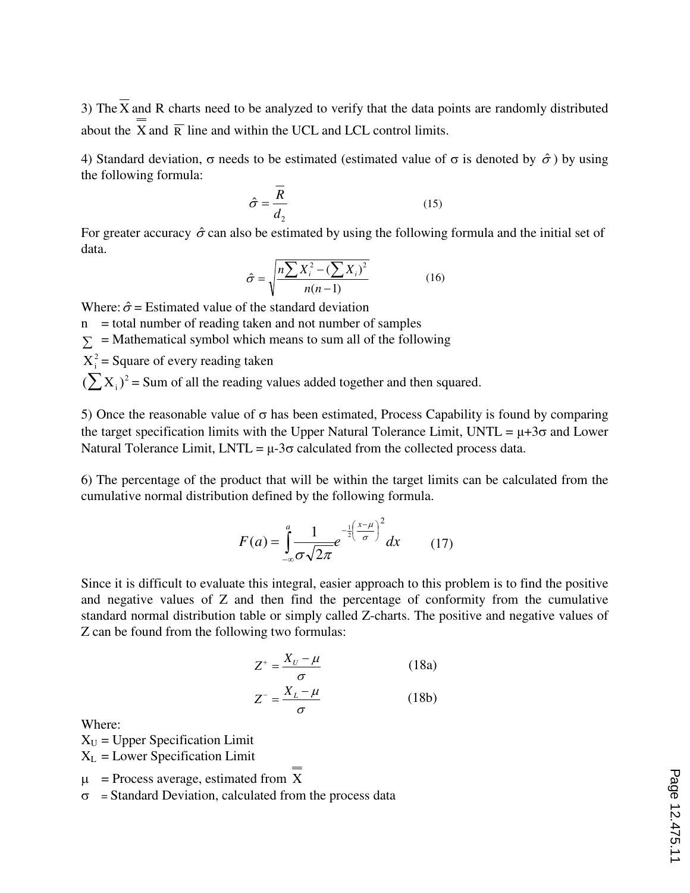3) The $\overline{X}$ and R charts need to be analyzed to verify that the data points are randomly distributed about the $\overline{\overline{X}}$ and $\overline{R}$ line and within the UCL and LCL control limits.

4) Standard deviation, $\sigma$ needs to be estimated (estimated value of $\sigma$ is denoted by $\hat{\sigma}$) by using the following formula:

$$\hat{\sigma} = \frac{\overline{R}}{d_2} \qquad (15)$$

For greater accuracy $\hat{\sigma}$ can also be estimated by using the following formula and the initial set of data.

$$\hat{\sigma} = \sqrt{\frac{n\sum X_i^2 - (\sum X_i)^2}{n(n-1)}} \qquad (16)$$

Where: $\hat{\sigma}$ = Estimated value of the standard deviation

n = total number of reading taken and not number of samples

$\sum$ = Mathematical symbol which means to sum all of the following

$X_i^2$ = Square of every reading taken

$(\sum X_i)^2$ = Sum of all the reading values added together and then squared.

5) Once the reasonable value of $\sigma$ has been estimated, Process Capability is found by comparing the target specification limits with the Upper Natural Tolerance Limit, UNTL = $\mu$+3$\sigma$ and Lower Natural Tolerance Limit, LNTL = $\mu$-3$\sigma$ calculated from the collected process data.

6) The percentage of the product that will be within the target limits can be calculated from the cumulative normal distribution defined by the following formula.

$$F(a) = \int_{-\infty}^{a} \frac{1}{\sigma\sqrt{2\pi}} e^{-\frac{1}{2}\left(\frac{x-\mu}{\sigma}\right)^2} dx \qquad (17)$$

Since it is difficult to evaluate this integral, easier approach to this problem is to find the positive and negative values of Z and then find the percentage of conformity from the cumulative standard normal distribution table or simply called Z-charts. The positive and negative values of Z can be found from the following two formulas:

$$Z^+ = \frac{X_U - \mu}{\sigma} \qquad (18a)$$

$$Z^- = \frac{X_L - \mu}{\sigma} \qquad (18b)$$

Where:

$X_U$ = Upper Specification Limit

$X_L$ = Lower Specification Limit

$\mu$ = Process average, estimated from $\overline{\overline{X}}$

$\sigma$ = Standard Deviation, calculated from the process data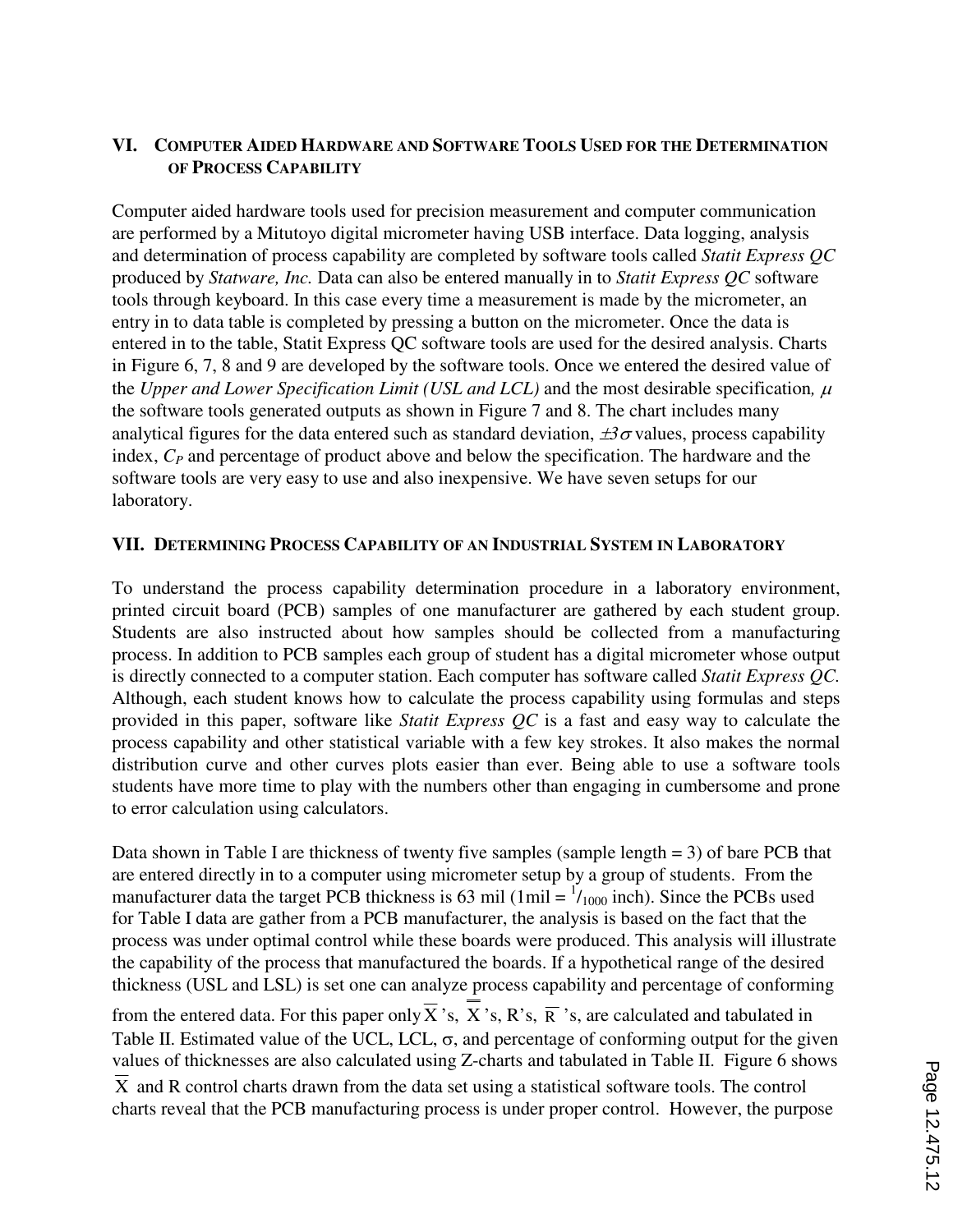## VI. Computer Aided Hardware and Software Tools Used for the Determination of Process Capability

Computer aided hardware tools used for precision measurement and computer communication are performed by a Mitutoyo digital micrometer having USB interface. Data logging, analysis and determination of process capability are completed by software tools called *Statit Express QC* produced by *Statware, Inc.* Data can also be entered manually in to *Statit Express QC* software tools through keyboard. In this case every time a measurement is made by the micrometer, an entry in to data table is completed by pressing a button on the micrometer. Once the data is entered in to the table, Statit Express QC software tools are used for the desired analysis. Charts in Figure 6, 7, 8 and 9 are developed by the software tools. Once we entered the desired value of the *Upper and Lower Specification Limit (USL and LCL)* and the most desirable specification, $\mu$ the software tools generated outputs as shown in Figure 7 and 8. The chart includes many analytical figures for the data entered such as standard deviation, $\pm 3\sigma$ values, process capability index, $C_P$ and percentage of product above and below the specification. The hardware and the software tools are very easy to use and also inexpensive. We have seven setups for our laboratory.

## VII. Determining Process Capability of an Industrial System in Laboratory

To understand the process capability determination procedure in a laboratory environment, printed circuit board (PCB) samples of one manufacturer are gathered by each student group. Students are also instructed about how samples should be collected from a manufacturing process. In addition to PCB samples each group of student has a digital micrometer whose output is directly connected to a computer station. Each computer has software called *Statit Express QC*. Although, each student knows how to calculate the process capability using formulas and steps provided in this paper, software like *Statit Express QC* is a fast and easy way to calculate the process capability and other statistical variable with a few key strokes. It also makes the normal distribution curve and other curves plots easier than ever. Being able to use a software tools students have more time to play with the numbers other than engaging in cumbersome and prone to error calculation using calculators.

Data shown in Table I are thickness of twenty five samples (sample length = 3) of bare PCB that are entered directly in to a computer using micrometer setup by a group of students. From the manufacturer data the target PCB thickness is 63 mil (1mil = $^1/_{1000}$ inch). Since the PCBs used for Table I data are gather from a PCB manufacturer, the analysis is based on the fact that the process was under optimal control while these boards were produced. This analysis will illustrate the capability of the process that manufactured the boards. If a hypothetical range of the desired thickness (USL and LSL) is set one can analyze process capability and percentage of conforming from the entered data. For this paper only $\overline{X}$'s, $\overline{\overline{X}}$'s, R's, $\overline{R}$'s, are calculated and tabulated in Table II. Estimated value of the UCL, LCL, $\sigma$, and percentage of conforming output for the given values of thicknesses are also calculated using Z-charts and tabulated in Table II. Figure 6 shows $\overline{X}$ and R control charts drawn from the data set using a statistical software tools. The control charts reveal that the PCB manufacturing process is under proper control. However, the purpose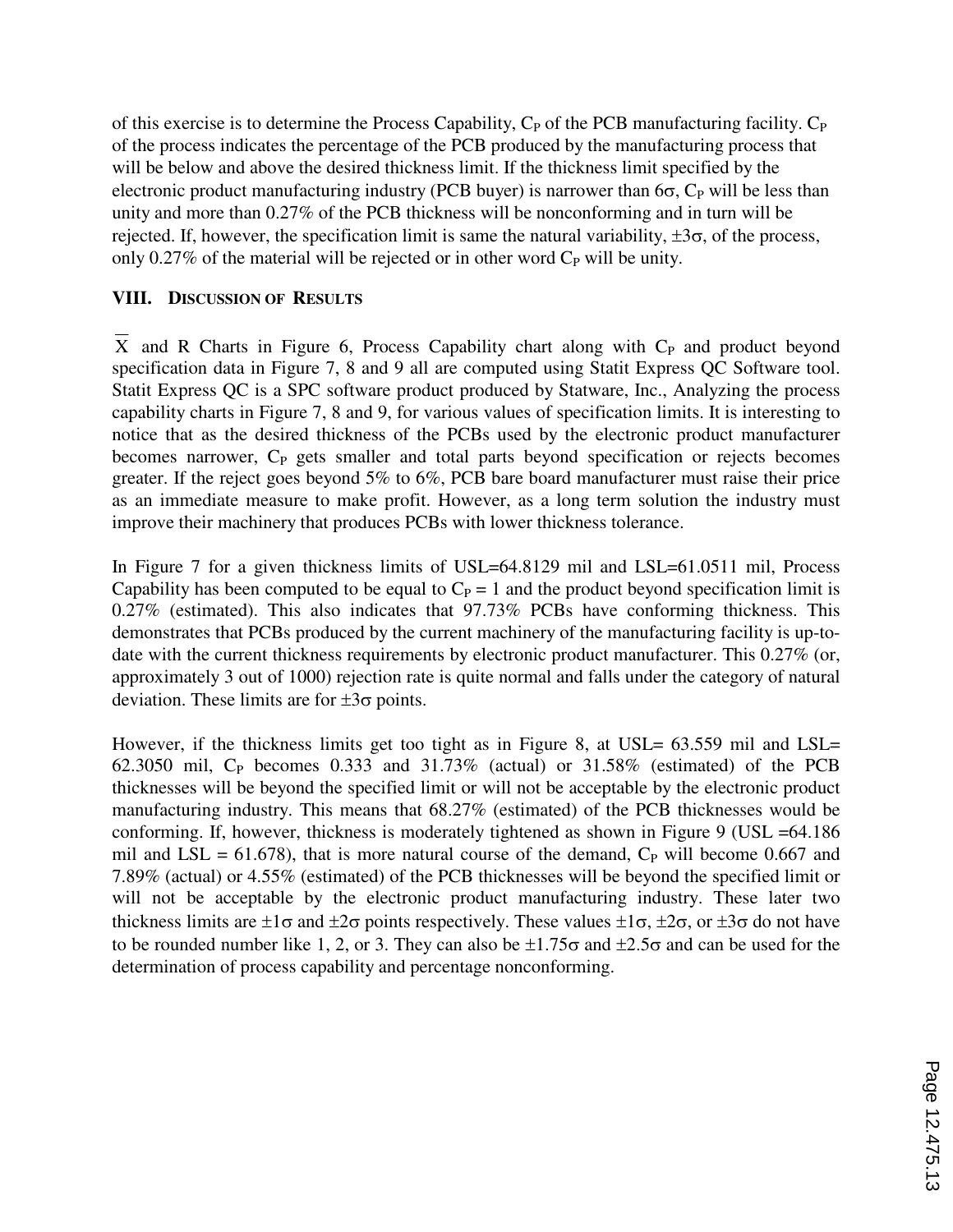of this exercise is to determine the Process Capability, $C_P$ of the PCB manufacturing facility. $C_P$ of the process indicates the percentage of the PCB produced by the manufacturing process that will be below and above the desired thickness limit. If the thickness limit specified by the electronic product manufacturing industry (PCB buyer) is narrower than $6\sigma$, $C_P$ will be less than unity and more than 0.27% of the PCB thickness will be nonconforming and in turn will be rejected. If, however, the specification limit is same the natural variability, $\pm 3\sigma$, of the process, only 0.27% of the material will be rejected or in other word $C_P$ will be unity.

## VIII. Discussion of Results

$\overline{X}$ and R Charts in Figure 6, Process Capability chart along with $C_P$ and product beyond specification data in Figure 7, 8 and 9 all are computed using Statit Express QC Software tool. Statit Express QC is a SPC software product produced by Statware, Inc., Analyzing the process capability charts in Figure 7, 8 and 9, for various values of specification limits. It is interesting to notice that as the desired thickness of the PCBs used by the electronic product manufacturer becomes narrower, $C_P$ gets smaller and total parts beyond specification or rejects becomes greater. If the reject goes beyond 5% to 6%, PCB bare board manufacturer must raise their price as an immediate measure to make profit. However, as a long term solution the industry must improve their machinery that produces PCBs with lower thickness tolerance.

In Figure 7 for a given thickness limits of USL=64.8129 mil and LSL=61.0511 mil, Process Capability has been computed to be equal to $C_P = 1$ and the product beyond specification limit is 0.27% (estimated). This also indicates that 97.73% PCBs have conforming thickness. This demonstrates that PCBs produced by the current machinery of the manufacturing facility is up-to-date with the current thickness requirements by electronic product manufacturer. This 0.27% (or, approximately 3 out of 1000) rejection rate is quite normal and falls under the category of natural deviation. These limits are for $\pm 3\sigma$ points.

However, if the thickness limits get too tight as in Figure 8, at USL= 63.559 mil and LSL= 62.3050 mil, $C_P$ becomes 0.333 and 31.73% (actual) or 31.58% (estimated) of the PCB thicknesses will be beyond the specified limit or will not be acceptable by the electronic product manufacturing industry. This means that 68.27% (estimated) of the PCB thicknesses would be conforming. If, however, thickness is moderately tightened as shown in Figure 9 (USL =64.186 mil and LSL = 61.678), that is more natural course of the demand, $C_P$ will become 0.667 and 7.89% (actual) or 4.55% (estimated) of the PCB thicknesses will be beyond the specified limit or will not be acceptable by the electronic product manufacturing industry. These later two thickness limits are $\pm 1\sigma$ and $\pm 2\sigma$ points respectively. These values $\pm 1\sigma$, $\pm 2\sigma$, or $\pm 3\sigma$ do not have to be rounded number like 1, 2, or 3. They can also be $\pm 1.75\sigma$ and $\pm 2.5\sigma$ and can be used for the determination of process capability and percentage nonconforming.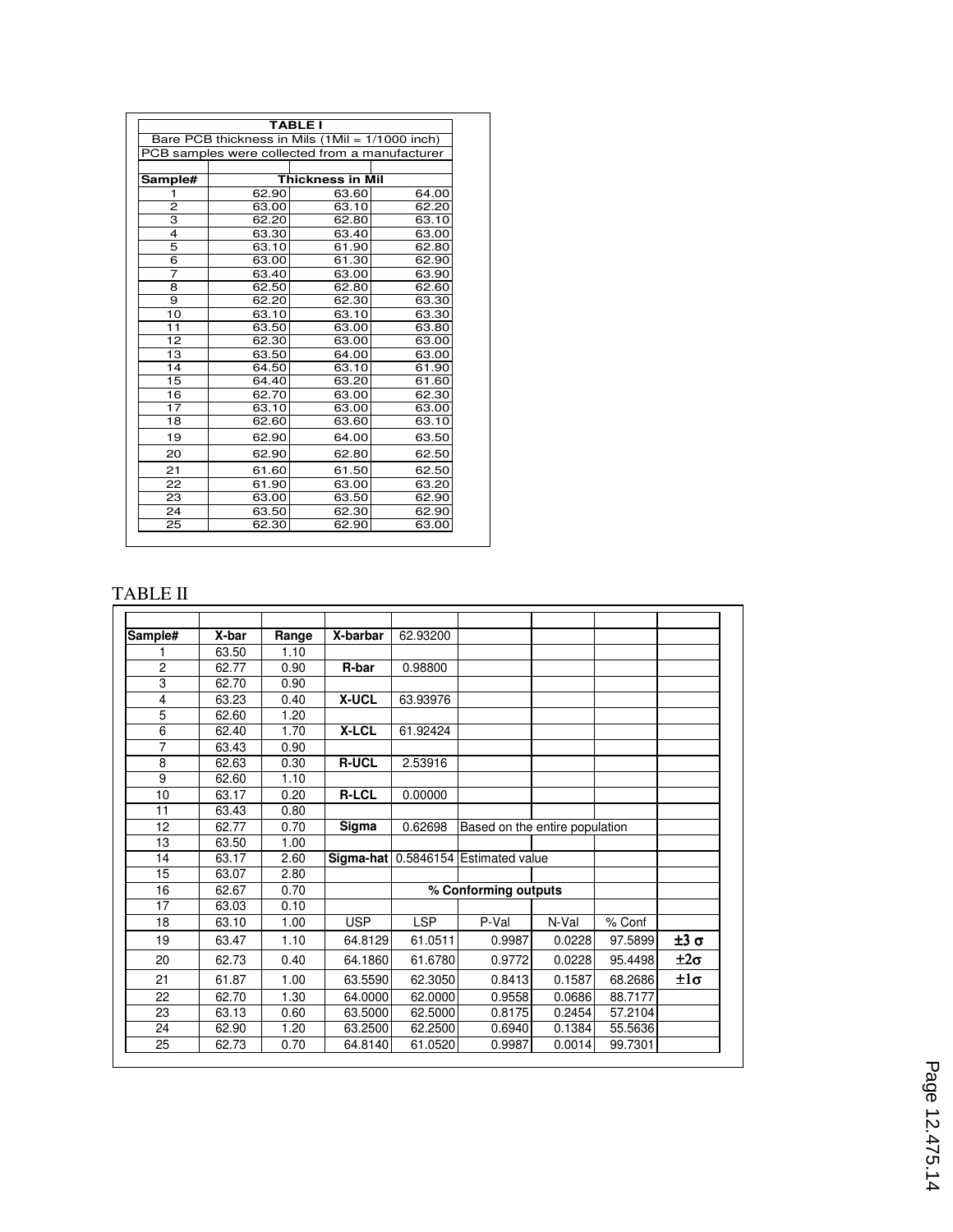| TABLE I | | | |
|---|---|---|---|
| Bare PCB thickness in Mils (1Mil = 1/1000 inch) | | | |
| PCB samples were collected from a manufacturer | | | |
| Sample# | Thickness in Mil | | |
| 1 | 62.90 | 63.60 | 64.00 |
| 2 | 63.00 | 63.10 | 62.20 |
| 3 | 62.20 | 62.80 | 63.10 |
| 4 | 63.30 | 63.40 | 63.00 |
| 5 | 63.10 | 61.90 | 62.80 |
| 6 | 63.00 | 61.30 | 62.90 |
| 7 | 63.40 | 63.00 | 63.90 |
| 8 | 62.50 | 62.80 | 62.60 |
| 9 | 62.20 | 62.30 | 63.30 |
| 10 | 63.10 | 63.10 | 63.30 |
| 11 | 63.50 | 63.00 | 63.80 |
| 12 | 62.30 | 63.00 | 63.00 |
| 13 | 63.50 | 64.00 | 63.00 |
| 14 | 64.50 | 63.10 | 61.90 |
| 15 | 64.40 | 63.20 | 61.60 |
| 16 | 62.70 | 63.00 | 62.30 |
| 17 | 63.10 | 63.00 | 63.00 |
| 18 | 62.60 | 63.60 | 63.10 |
| 19 | 62.90 | 64.00 | 63.50 |
| 20 | 62.90 | 62.80 | 62.50 |
| 21 | 61.60 | 61.50 | 62.50 |
| 22 | 61.90 | 63.00 | 63.20 |
| 23 | 63.00 | 63.50 | 62.90 |
| 24 | 63.50 | 62.30 | 62.90 |
| 25 | 62.30 | 62.90 | 63.00 |

TABLE II

| Sample# | X-bar | Range | X-barbar | 62.93200 | | | | |
|---|---|---|---|---|---|---|---|---|
| 1 | 63.50 | 1.10 | | | | | | |
| 2 | 62.77 | 0.90 | R-bar | 0.98800 | | | | |
| 3 | 62.70 | 0.90 | | | | | | |
| 4 | 63.23 | 0.40 | X-UCL | 63.93976 | | | | |
| 5 | 62.60 | 1.20 | | | | | | |
| 6 | 62.40 | 1.70 | X-LCL | 61.92424 | | | | |
| 7 | 63.43 | 0.90 | | | | | | |
| 8 | 62.63 | 0.30 | R-UCL | 2.53916 | | | | |
| 9 | 62.60 | 1.10 | | | | | | |
| 10 | 63.17 | 0.20 | R-LCL | 0.00000 | | | | |
| 11 | 63.43 | 0.80 | | | | | | |
| 12 | 62.77 | 0.70 | Sigma | 0.62698 | Based on the entire population | | | |
| 13 | 63.50 | 1.00 | | | | | | |
| 14 | 63.17 | 2.60 | Sigma-hat | 0.5846154 | Estimated value | | | |
| 15 | 63.07 | 2.80 | | | | | | |
| 16 | 62.67 | 0.70 | | % Conforming outputs | | | | |
| 17 | 63.03 | 0.10 | | | | | | |
| 18 | 63.10 | 1.00 | USP | LSP | P-Val | N-Val | % Conf | |
| 19 | 63.47 | 1.10 | 64.8129 | 61.0511 | 0.9987 | 0.0228 | 97.5899 | $\pm 3\sigma$ |
| 20 | 62.73 | 0.40 | 64.1860 | 61.6780 | 0.9772 | 0.0228 | 95.4498 | $\pm 2\sigma$ |
| 21 | 61.87 | 1.00 | 63.5590 | 62.3050 | 0.8413 | 0.1587 | 68.2686 | $\pm 1\sigma$ |
| 22 | 62.70 | 1.30 | 64.0000 | 62.0000 | 0.9558 | 0.0686 | 88.7177 | |
| 23 | 63.13 | 0.60 | 63.5000 | 62.5000 | 0.8175 | 0.2454 | 57.2104 | |
| 24 | 62.90 | 1.20 | 63.2500 | 62.2500 | 0.6940 | 0.1384 | 55.5636 | |
| 25 | 62.73 | 0.70 | 64.8140 | 61.0520 | 0.9987 | 0.0014 | 99.7301 | |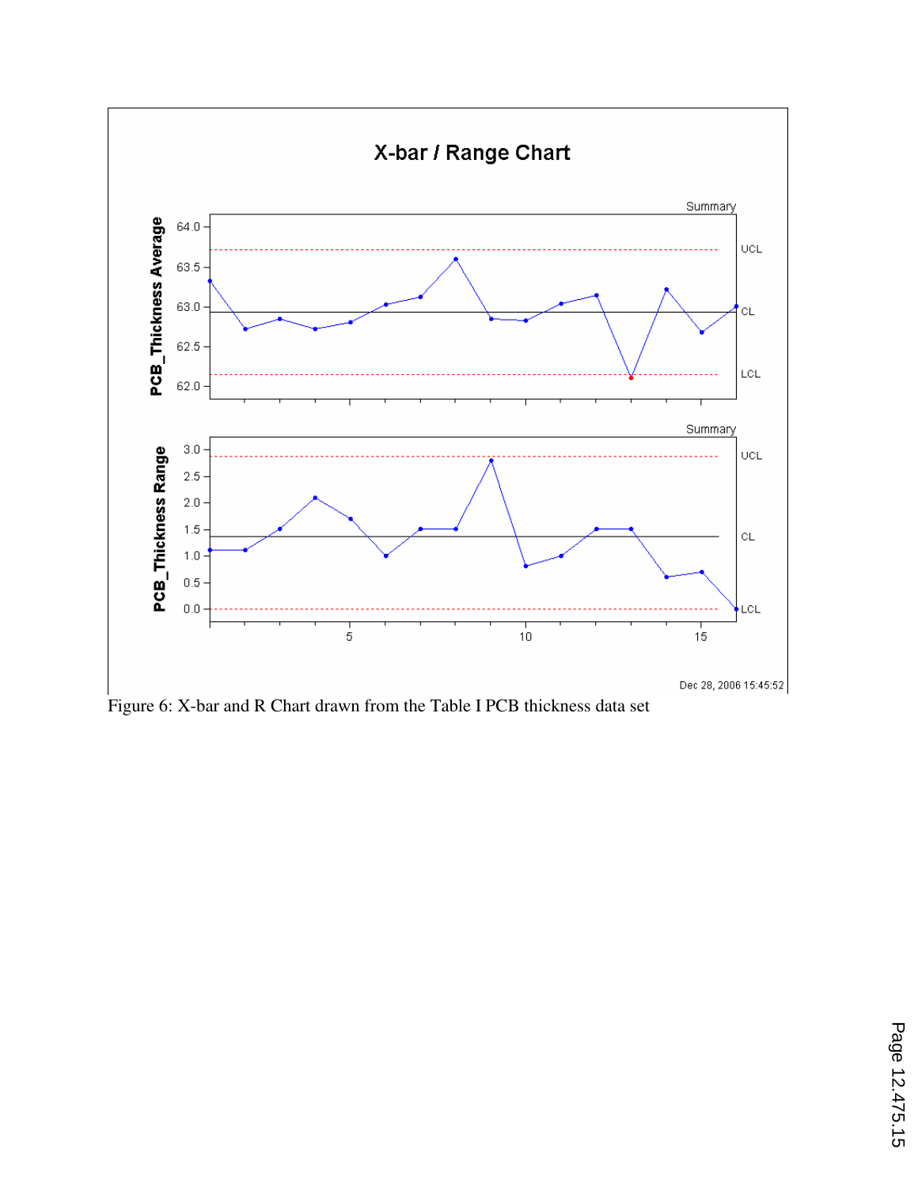Figure 6: X-bar and R Chart drawn from the Table I PCB thickness data set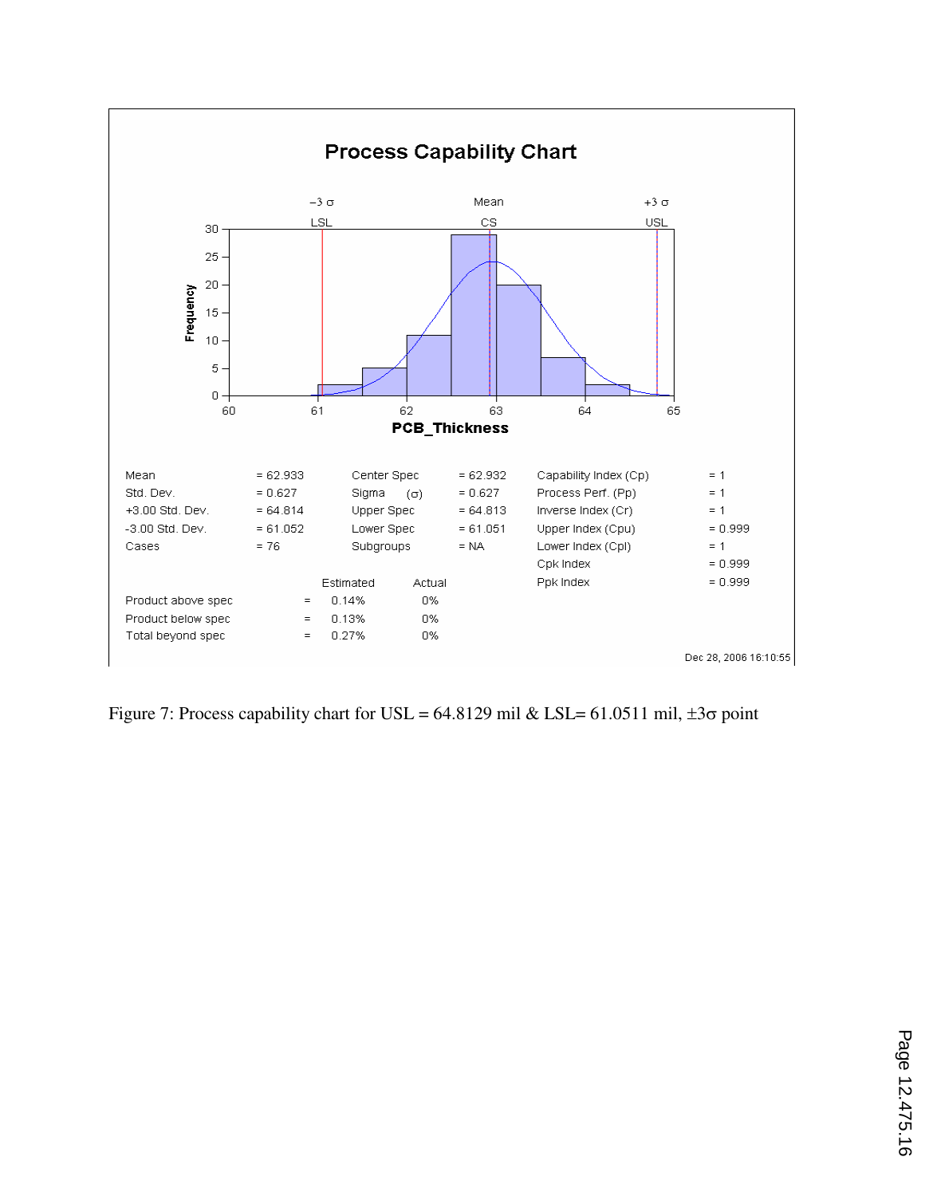**Process Capability Chart**

| Mean | = 62.933 | Center Spec | = 62.932 | Capability Index (Cp) | = 1 |
| --- | --- | --- | --- | --- | --- |
| Std. Dev. | = 0.627 | Sigma ($\sigma$) | = 0.627 | Process Perf. (Pp) | = 1 |
| +3.00 Std. Dev. | = 64.814 | Upper Spec | = 64.813 | Inverse Index (Cr) | = 1 |
| -3.00 Std. Dev. | = 61.052 | Lower Spec | = 61.051 | Upper Index (Cpu) | = 0.999 |
| Cases | = 76 | Subgroups | = NA | Lower Index (Cpl) | = 1 |
| | | | | Cpk Index | = 0.999 |
| | | | | Ppk Index | = 0.999 |

| | | Estimated | Actual |
| --- | --- | --- | --- |
| Product above spec | = | 0.14% | 0% |
| Product below spec | = | 0.13% | 0% |
| Total beyond spec | = | 0.27% | 0% |

Dec 28, 2006 16:10:55

Figure 7: Process capability chart for USL = 64.8129 mil & LSL= 61.0511 mil, $\pm 3\sigma$ point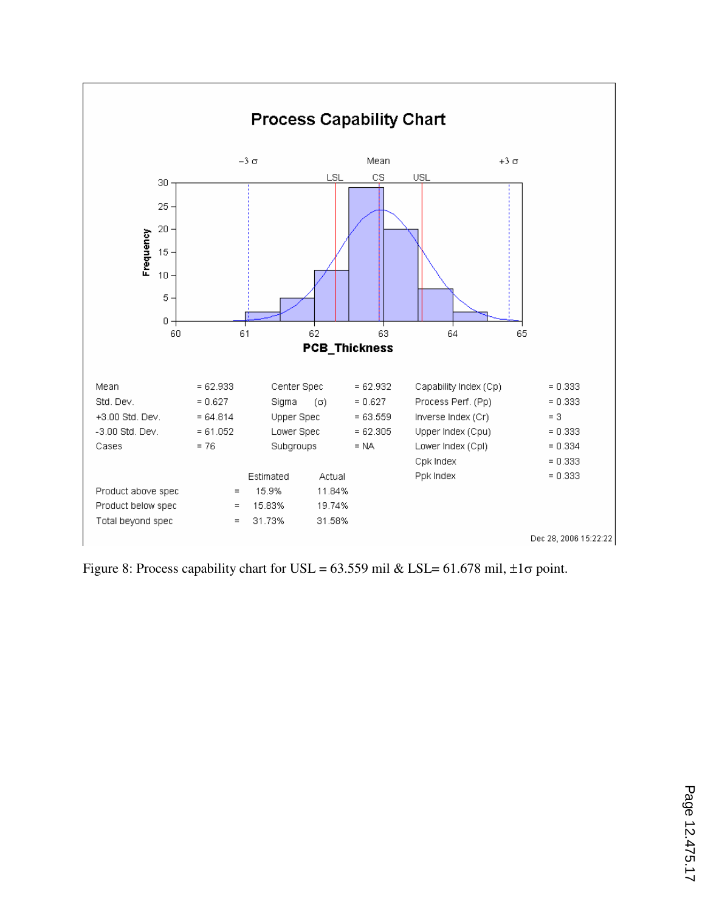## Process Capability Chart

| | | | | | |
|---|---|---|---|---|---|
| Mean | = 62.933 | Center Spec | = 62.932 | Capability Index (Cp) | = 0.333 |
| Std. Dev. | = 0.627 | Sigma (σ) | = 0.627 | Process Perf. (Pp) | = 0.333 |
| +3.00 Std. Dev. | = 64.814 | Upper Spec | = 63.559 | Inverse Index (Cr) | = 3 |
| -3.00 Std. Dev. | = 61.052 | Lower Spec | = 62.305 | Upper Index (Cpu) | = 0.333 |
| Cases | = 76 | Subgroups | = NA | Lower Index (Cpl) | = 0.334 |
| | | | | Cpk Index | = 0.333 |
| | | | | Ppk Index | = 0.333 |

| | Estimated | Actual |
|---|---|---|
| Product above spec | = 15.9% | 11.84% |
| Product below spec | = 15.83% | 19.74% |
| Total beyond spec | = 31.73% | 31.58% |

Dec 28, 2006 15:22:22

Figure 8: Process capability chart for USL = 63.559 mil & LSL= 61.678 mil, ±1σ point.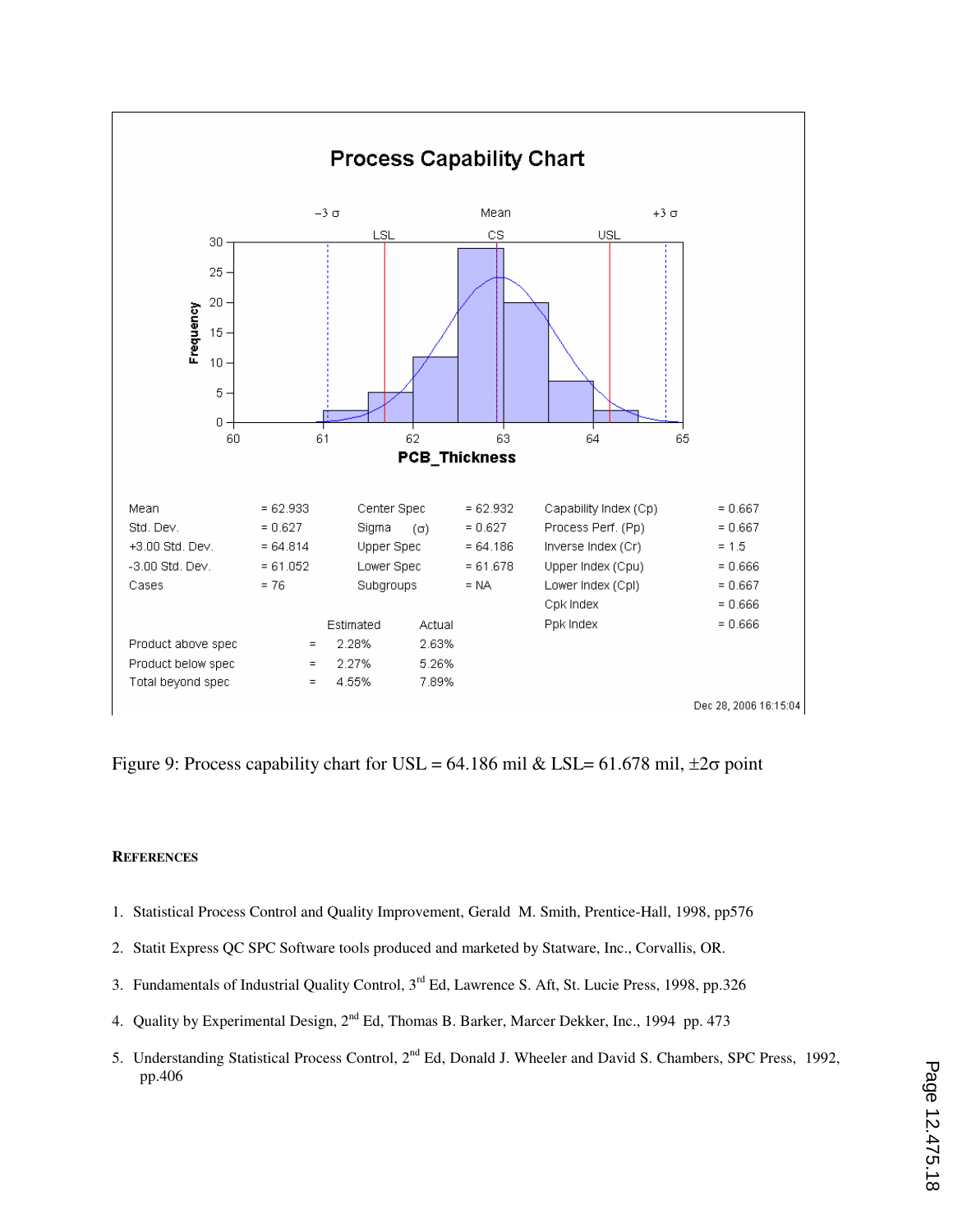Process Capability Chart

−3 σ
Mean
+3 σ
LSL
CS
USL

Frequency
30
25
20
15
10
5
0

60
61
62
63
64
65

PCB_Thickness

| | | | | | |
|---|---|---|---|---|---|
| Mean | = 62.933 | Center Spec | = 62.932 | Capability Index (Cp) | = 0.667 |
| Std. Dev. | = 0.627 | Sigma (σ) | = 0.627 | Process Perf. (Pp) | = 0.667 |
| +3.00 Std. Dev. | = 64.814 | Upper Spec | = 64.186 | Inverse Index (Cr) | = 1.5 |
| -3.00 Std. Dev. | = 61.052 | Lower Spec | = 61.678 | Upper Index (Cpu) | = 0.666 |
| Cases | = 76 | Subgroups | = NA | Lower Index (Cpl) | = 0.667 |
| | | | | Cpk Index | = 0.666 |
| | | | | Ppk Index | = 0.666 |

| | | Estimated | Actual |
|---|---|---|---|
| Product above spec | = | 2.28% | 2.63% |
| Product below spec | = | 2.27% | 5.26% |
| Total beyond spec | = | 4.55% | 7.89% |

Dec 28, 2006 16:15:04

Figure 9: Process capability chart for USL = 64.186 mil & LSL= 61.678 mil, $\pm 2\sigma$ point

## REFERENCES

1. Statistical Process Control and Quality Improvement, Gerald M. Smith, Prentice-Hall, 1998, pp576
2. Statit Express QC SPC Software tools produced and marketed by Statware, Inc., Corvallis, OR.
3. Fundamentals of Industrial Quality Control, 3rd Ed, Lawrence S. Aft, St. Lucie Press, 1998, pp.326
4. Quality by Experimental Design, 2nd Ed, Thomas B. Barker, Marcer Dekker, Inc., 1994 pp. 473
5. Understanding Statistical Process Control, 2nd Ed, Donald J. Wheeler and David S. Chambers, SPC Press, 1992, pp.406